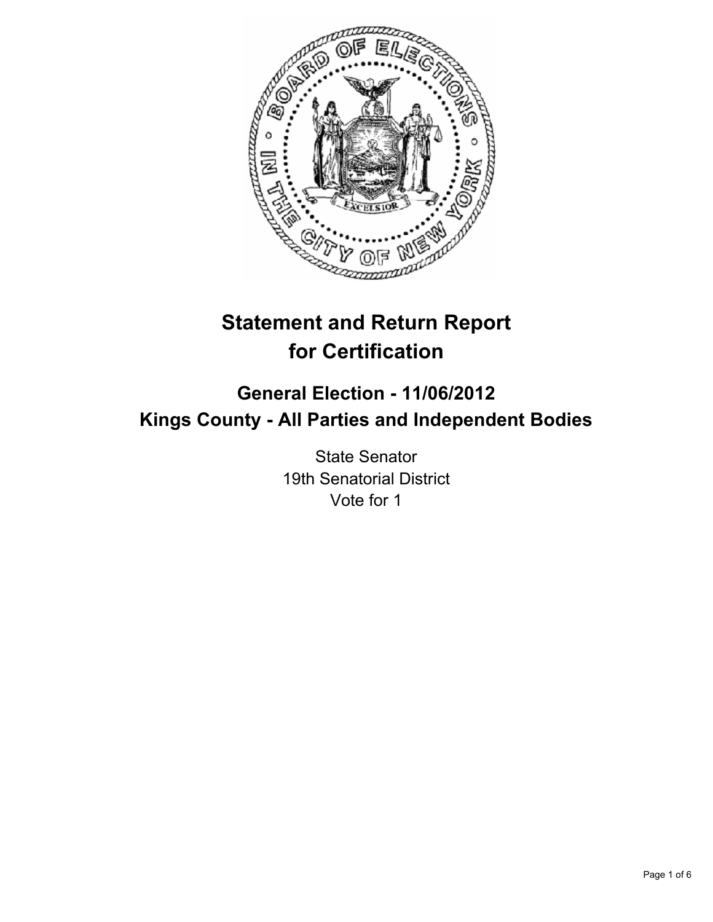# Statement and Return Report for Certification

## General Election - 11/06/2012
## Kings County - All Parties and Independent Bodies

State Senator
19th Senatorial District
Vote for 1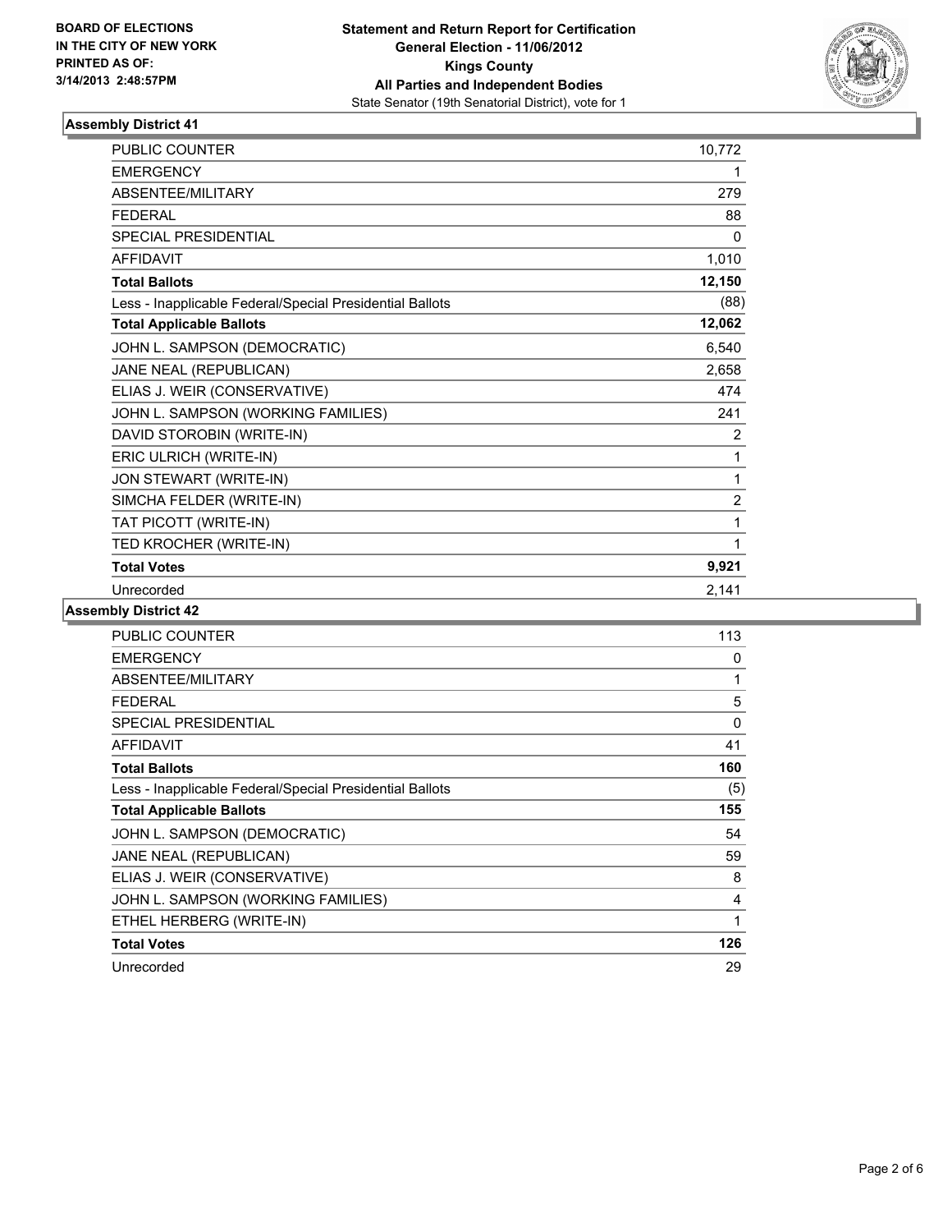**BOARD OF ELECTIONS**
**IN THE CITY OF NEW YORK**
**PRINTED AS OF:**
**3/14/2013 2:48:57PM**

**Statement and Return Report for Certification**
**General Election - 11/06/2012**
**Kings County**
**All Parties and Independent Bodies**
State Senator (19th Senatorial District), vote for 1

### Assembly District 41

| | |
|---|---|
| PUBLIC COUNTER | 10,772 |
| EMERGENCY | 1 |
| ABSENTEE/MILITARY | 279 |
| FEDERAL | 88 |
| SPECIAL PRESIDENTIAL | 0 |
| AFFIDAVIT | 1,010 |
| **Total Ballots** | **12,150** |
| Less - Inapplicable Federal/Special Presidential Ballots | (88) |
| **Total Applicable Ballots** | **12,062** |
| JOHN L. SAMPSON (DEMOCRATIC) | 6,540 |
| JANE NEAL (REPUBLICAN) | 2,658 |
| ELIAS J. WEIR (CONSERVATIVE) | 474 |
| JOHN L. SAMPSON (WORKING FAMILIES) | 241 |
| DAVID STOROBIN (WRITE-IN) | 2 |
| ERIC ULRICH (WRITE-IN) | 1 |
| JON STEWART (WRITE-IN) | 1 |
| SIMCHA FELDER (WRITE-IN) | 2 |
| TAT PICOTT (WRITE-IN) | 1 |
| TED KROCHER (WRITE-IN) | 1 |
| **Total Votes** | **9,921** |
| Unrecorded | 2,141 |

### Assembly District 42

| | |
|---|---|
| PUBLIC COUNTER | 113 |
| EMERGENCY | 0 |
| ABSENTEE/MILITARY | 1 |
| FEDERAL | 5 |
| SPECIAL PRESIDENTIAL | 0 |
| AFFIDAVIT | 41 |
| **Total Ballots** | **160** |
| Less - Inapplicable Federal/Special Presidential Ballots | (5) |
| **Total Applicable Ballots** | **155** |
| JOHN L. SAMPSON (DEMOCRATIC) | 54 |
| JANE NEAL (REPUBLICAN) | 59 |
| ELIAS J. WEIR (CONSERVATIVE) | 8 |
| JOHN L. SAMPSON (WORKING FAMILIES) | 4 |
| ETHEL HERBERG (WRITE-IN) | 1 |
| **Total Votes** | **126** |
| Unrecorded | 29 |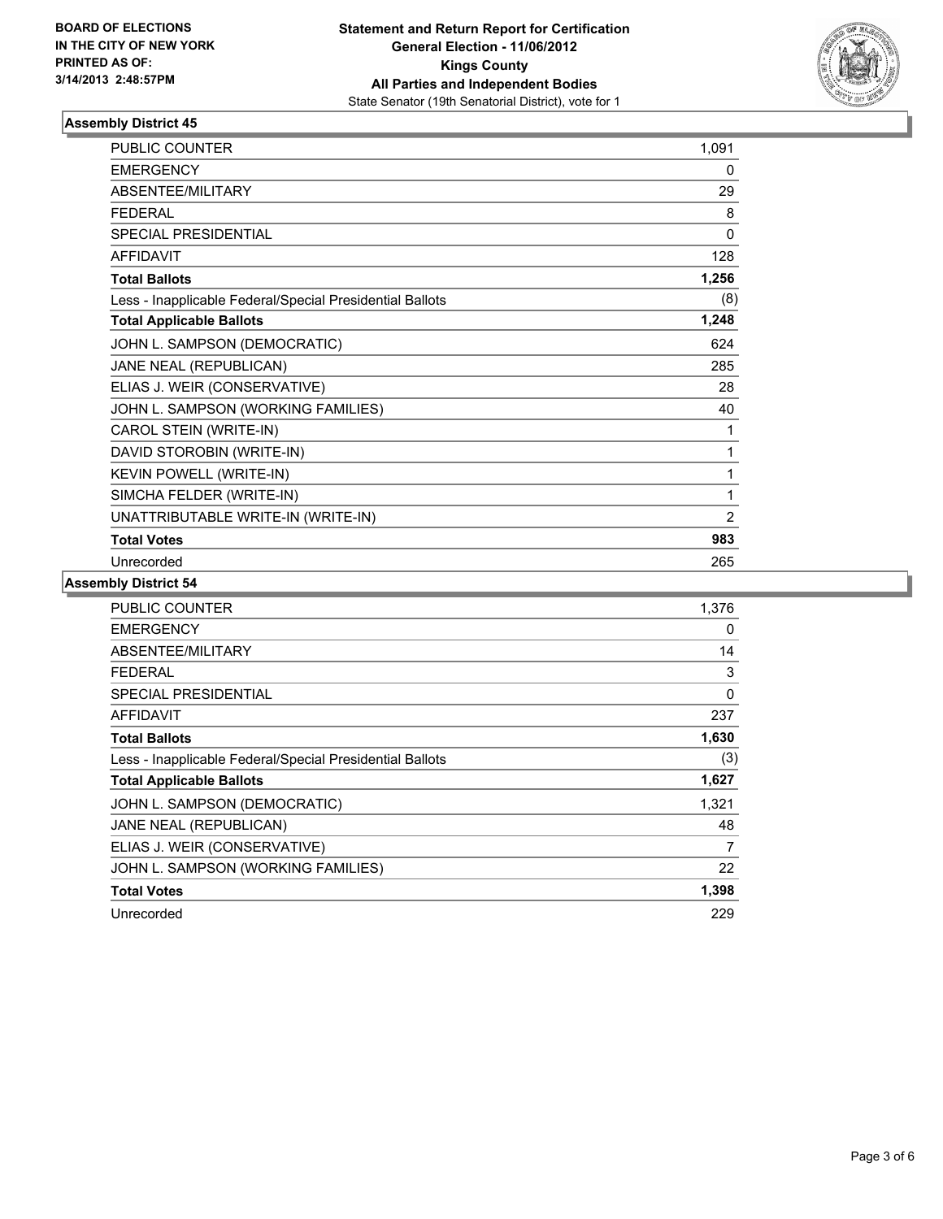**BOARD OF ELECTIONS IN THE CITY OF NEW YORK PRINTED AS OF: 3/14/2013 2:48:57PM**

**Statement and Return Report for Certification**
**General Election - 11/06/2012**
**Kings County**
**All Parties and Independent Bodies**
State Senator (19th Senatorial District), vote for 1

### Assembly District 45

| | |
|---|---|
| PUBLIC COUNTER | 1,091 |
| EMERGENCY | 0 |
| ABSENTEE/MILITARY | 29 |
| FEDERAL | 8 |
| SPECIAL PRESIDENTIAL | 0 |
| AFFIDAVIT | 128 |
| **Total Ballots** | **1,256** |
| Less - Inapplicable Federal/Special Presidential Ballots | (8) |
| **Total Applicable Ballots** | **1,248** |
| JOHN L. SAMPSON (DEMOCRATIC) | 624 |
| JANE NEAL (REPUBLICAN) | 285 |
| ELIAS J. WEIR (CONSERVATIVE) | 28 |
| JOHN L. SAMPSON (WORKING FAMILIES) | 40 |
| CAROL STEIN (WRITE-IN) | 1 |
| DAVID STOROBIN (WRITE-IN) | 1 |
| KEVIN POWELL (WRITE-IN) | 1 |
| SIMCHA FELDER (WRITE-IN) | 1 |
| UNATTRIBUTABLE WRITE-IN (WRITE-IN) | 2 |
| **Total Votes** | **983** |
| Unrecorded | 265 |

### Assembly District 54

| | |
|---|---|
| PUBLIC COUNTER | 1,376 |
| EMERGENCY | 0 |
| ABSENTEE/MILITARY | 14 |
| FEDERAL | 3 |
| SPECIAL PRESIDENTIAL | 0 |
| AFFIDAVIT | 237 |
| **Total Ballots** | **1,630** |
| Less - Inapplicable Federal/Special Presidential Ballots | (3) |
| **Total Applicable Ballots** | **1,627** |
| JOHN L. SAMPSON (DEMOCRATIC) | 1,321 |
| JANE NEAL (REPUBLICAN) | 48 |
| ELIAS J. WEIR (CONSERVATIVE) | 7 |
| JOHN L. SAMPSON (WORKING FAMILIES) | 22 |
| **Total Votes** | **1,398** |
| Unrecorded | 229 |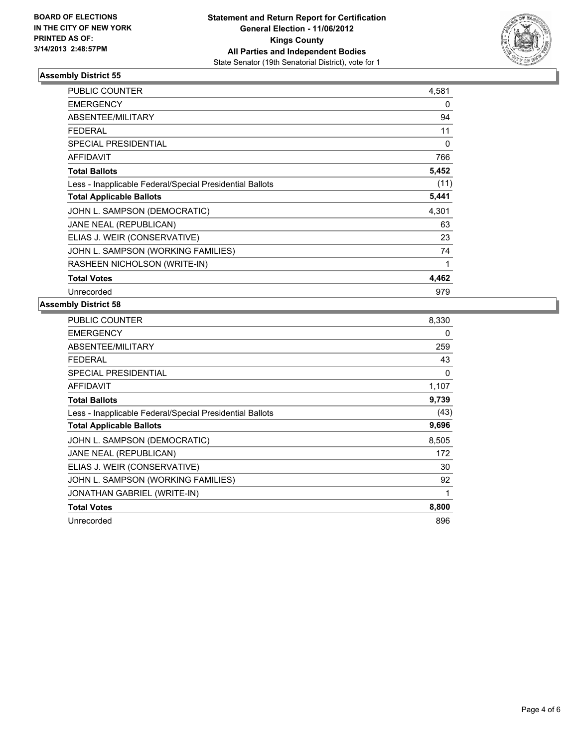**BOARD OF ELECTIONS IN THE CITY OF NEW YORK PRINTED AS OF: 3/14/2013 2:48:57PM**

**Statement and Return Report for Certification General Election - 11/06/2012 Kings County All Parties and Independent Bodies**
State Senator (19th Senatorial District), vote for 1

### Assembly District 55

| | |
|---|---|
| PUBLIC COUNTER | 4,581 |
| EMERGENCY | 0 |
| ABSENTEE/MILITARY | 94 |
| FEDERAL | 11 |
| SPECIAL PRESIDENTIAL | 0 |
| AFFIDAVIT | 766 |
| **Total Ballots** | **5,452** |
| Less - Inapplicable Federal/Special Presidential Ballots | (11) |
| **Total Applicable Ballots** | **5,441** |
| JOHN L. SAMPSON (DEMOCRATIC) | 4,301 |
| JANE NEAL (REPUBLICAN) | 63 |
| ELIAS J. WEIR (CONSERVATIVE) | 23 |
| JOHN L. SAMPSON (WORKING FAMILIES) | 74 |
| RASHEEN NICHOLSON (WRITE-IN) | 1 |
| **Total Votes** | **4,462** |
| Unrecorded | 979 |

### Assembly District 58

| | |
|---|---|
| PUBLIC COUNTER | 8,330 |
| EMERGENCY | 0 |
| ABSENTEE/MILITARY | 259 |
| FEDERAL | 43 |
| SPECIAL PRESIDENTIAL | 0 |
| AFFIDAVIT | 1,107 |
| **Total Ballots** | **9,739** |
| Less - Inapplicable Federal/Special Presidential Ballots | (43) |
| **Total Applicable Ballots** | **9,696** |
| JOHN L. SAMPSON (DEMOCRATIC) | 8,505 |
| JANE NEAL (REPUBLICAN) | 172 |
| ELIAS J. WEIR (CONSERVATIVE) | 30 |
| JOHN L. SAMPSON (WORKING FAMILIES) | 92 |
| JONATHAN GABRIEL (WRITE-IN) | 1 |
| **Total Votes** | **8,800** |
| Unrecorded | 896 |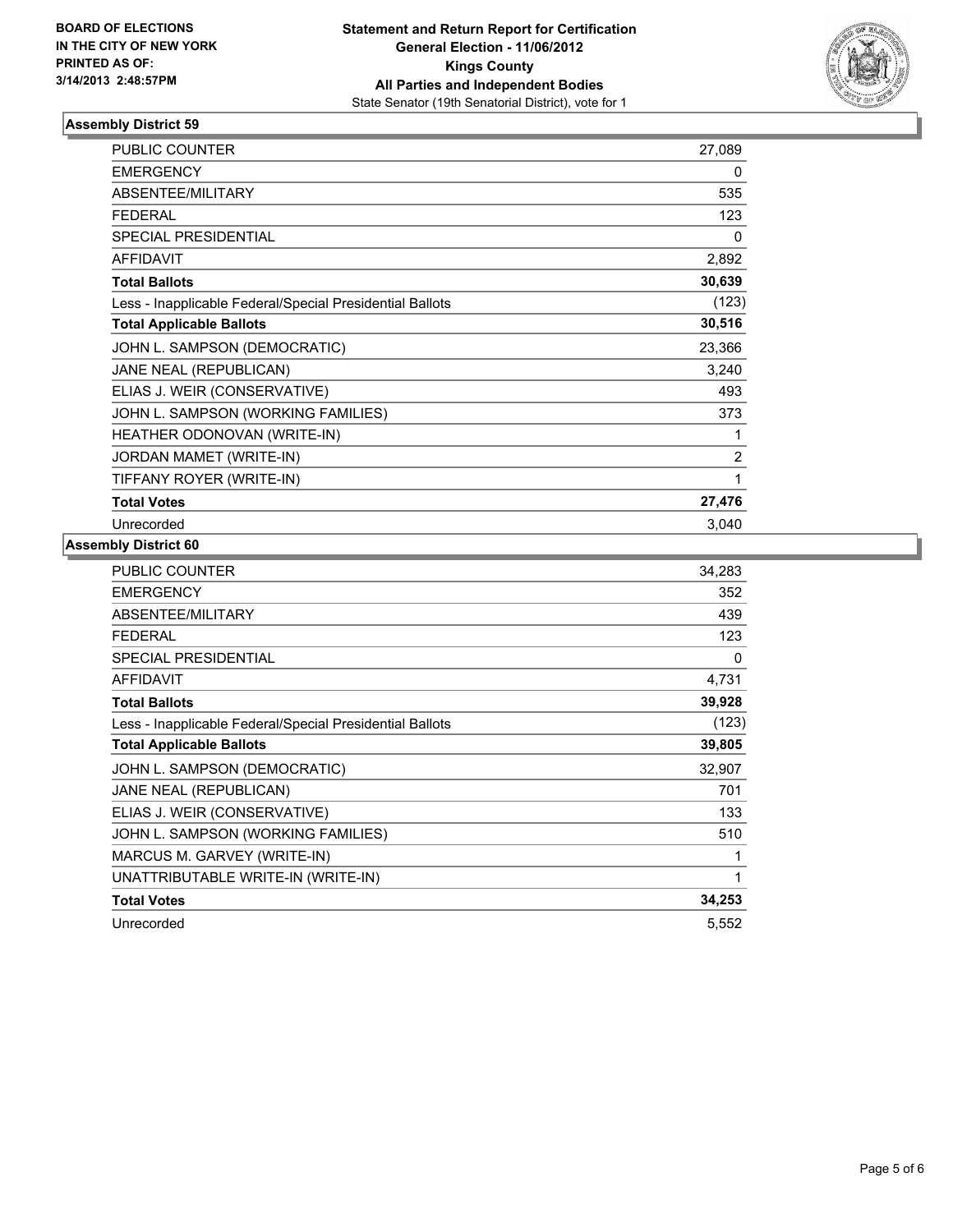**BOARD OF ELECTIONS IN THE CITY OF NEW YORK PRINTED AS OF: 3/14/2013 2:48:57PM**

**Statement and Return Report for Certification**
**General Election - 11/06/2012**
**Kings County**
**All Parties and Independent Bodies**
State Senator (19th Senatorial District), vote for 1

## Assembly District 59

| | |
|---|---|
| PUBLIC COUNTER | 27,089 |
| EMERGENCY | 0 |
| ABSENTEE/MILITARY | 535 |
| FEDERAL | 123 |
| SPECIAL PRESIDENTIAL | 0 |
| AFFIDAVIT | 2,892 |
| **Total Ballots** | **30,639** |
| Less - Inapplicable Federal/Special Presidential Ballots | (123) |
| **Total Applicable Ballots** | **30,516** |
| JOHN L. SAMPSON (DEMOCRATIC) | 23,366 |
| JANE NEAL (REPUBLICAN) | 3,240 |
| ELIAS J. WEIR (CONSERVATIVE) | 493 |
| JOHN L. SAMPSON (WORKING FAMILIES) | 373 |
| HEATHER ODONOVAN (WRITE-IN) | 1 |
| JORDAN MAMET (WRITE-IN) | 2 |
| TIFFANY ROYER (WRITE-IN) | 1 |
| **Total Votes** | **27,476** |
| Unrecorded | 3,040 |

## Assembly District 60

| | |
|---|---|
| PUBLIC COUNTER | 34,283 |
| EMERGENCY | 352 |
| ABSENTEE/MILITARY | 439 |
| FEDERAL | 123 |
| SPECIAL PRESIDENTIAL | 0 |
| AFFIDAVIT | 4,731 |
| **Total Ballots** | **39,928** |
| Less - Inapplicable Federal/Special Presidential Ballots | (123) |
| **Total Applicable Ballots** | **39,805** |
| JOHN L. SAMPSON (DEMOCRATIC) | 32,907 |
| JANE NEAL (REPUBLICAN) | 701 |
| ELIAS J. WEIR (CONSERVATIVE) | 133 |
| JOHN L. SAMPSON (WORKING FAMILIES) | 510 |
| MARCUS M. GARVEY (WRITE-IN) | 1 |
| UNATTRIBUTABLE WRITE-IN (WRITE-IN) | 1 |
| **Total Votes** | **34,253** |
| Unrecorded | 5,552 |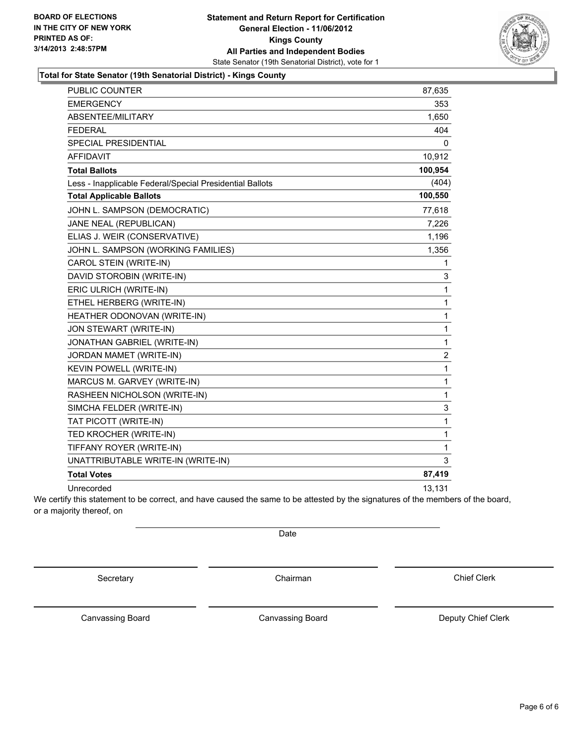**BOARD OF ELECTIONS IN THE CITY OF NEW YORK PRINTED AS OF: 3/14/2013 2:48:57PM**

**Statement and Return Report for Certification**
**General Election - 11/06/2012**
**Kings County**
**All Parties and Independent Bodies**
State Senator (19th Senatorial District), vote for 1

**Total for State Senator (19th Senatorial District) - Kings County**

| | |
|---|---|
| PUBLIC COUNTER | 87,635 |
| EMERGENCY | 353 |
| ABSENTEE/MILITARY | 1,650 |
| FEDERAL | 404 |
| SPECIAL PRESIDENTIAL | 0 |
| AFFIDAVIT | 10,912 |
| **Total Ballots** | **100,954** |
| Less - Inapplicable Federal/Special Presidential Ballots | (404) |
| **Total Applicable Ballots** | **100,550** |
| JOHN L. SAMPSON (DEMOCRATIC) | 77,618 |
| JANE NEAL (REPUBLICAN) | 7,226 |
| ELIAS J. WEIR (CONSERVATIVE) | 1,196 |
| JOHN L. SAMPSON (WORKING FAMILIES) | 1,356 |
| CAROL STEIN (WRITE-IN) | 1 |
| DAVID STOROBIN (WRITE-IN) | 3 |
| ERIC ULRICH (WRITE-IN) | 1 |
| ETHEL HERBERG (WRITE-IN) | 1 |
| HEATHER ODONOVAN (WRITE-IN) | 1 |
| JON STEWART (WRITE-IN) | 1 |
| JONATHAN GABRIEL (WRITE-IN) | 1 |
| JORDAN MAMET (WRITE-IN) | 2 |
| KEVIN POWELL (WRITE-IN) | 1 |
| MARCUS M. GARVEY (WRITE-IN) | 1 |
| RASHEEN NICHOLSON (WRITE-IN) | 1 |
| SIMCHA FELDER (WRITE-IN) | 3 |
| TAT PICOTT (WRITE-IN) | 1 |
| TED KROCHER (WRITE-IN) | 1 |
| TIFFANY ROYER (WRITE-IN) | 1 |
| UNATTRIBUTABLE WRITE-IN (WRITE-IN) | 3 |
| **Total Votes** | **87,419** |
| Unrecorded | 13,131 |

We certify this statement to be correct, and have caused the same to be attested by the signatures of the members of the board, or a majority thereof, on

Date

| | | |
|---|---|---|
| Secretary | Chairman | Chief Clerk |
| Canvassing Board | Canvassing Board | Deputy Chief Clerk |